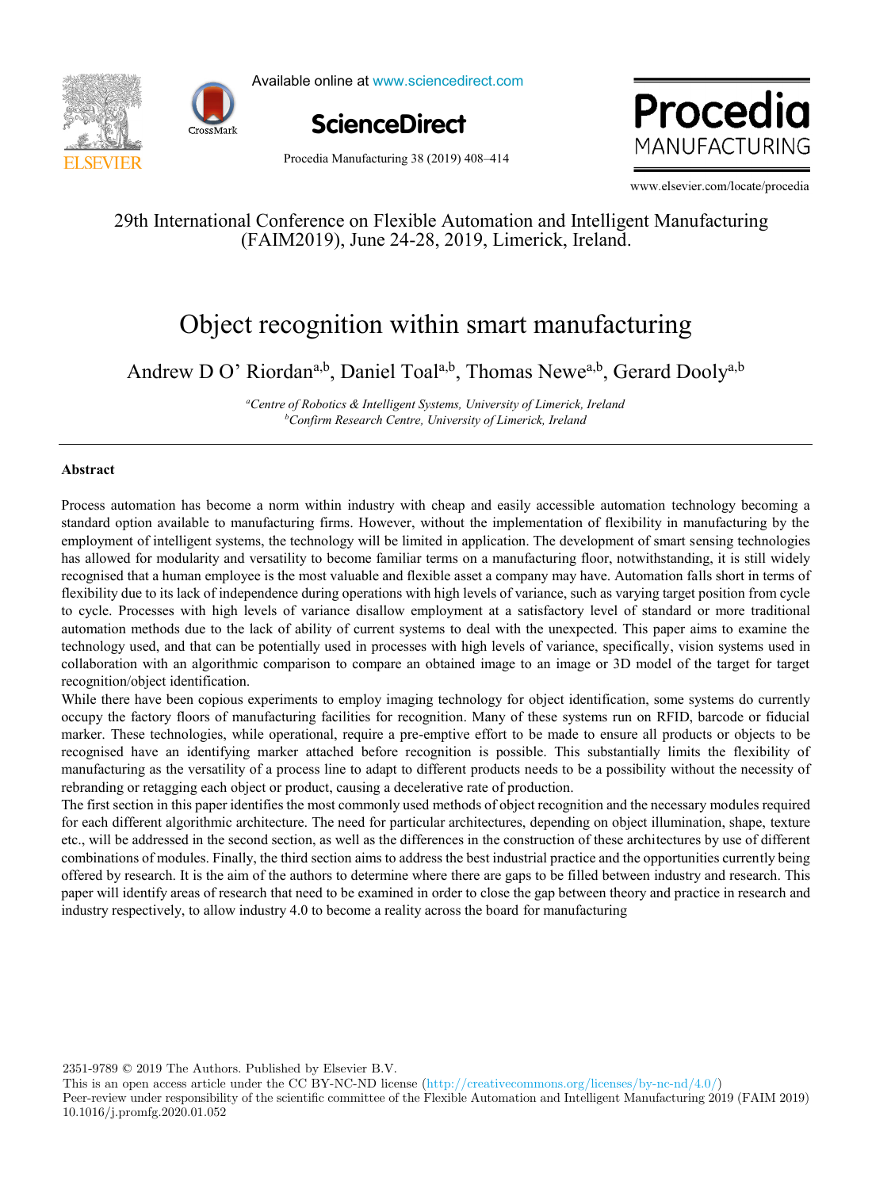29th International Conference on Flexible Automation and Intelligent Manufacturing (FAIM2019), June 24-28, 2019, Limerick, Ireland.

# Object recognition within smart manufacturing

Andrew D O' Riordan[a,b], Daniel Toal[a,b], Thomas Newe[a,b], Gerard Dooly[a,b]

[a] *Centre of Robotics & Intelligent Systems, University of Limerick, Ireland*
[b] *Confirm Research Centre, University of Limerick, Ireland*

## Abstract

Process automation has become a norm within industry with cheap and easily accessible automation technology becoming a standard option available to manufacturing firms. However, without the implementation of flexibility in manufacturing by the employment of intelligent systems, the technology will be limited in application. The development of smart sensing technologies has allowed for modularity and versatility to become familiar terms on a manufacturing floor, notwithstanding, it is still widely recognised that a human employee is the most valuable and flexible asset a company may have. Automation falls short in terms of flexibility due to its lack of independence during operations with high levels of variance, such as varying target position from cycle to cycle. Processes with high levels of variance disallow employment at a satisfactory level of standard or more traditional automation methods due to the lack of ability of current systems to deal with the unexpected. This paper aims to examine the technology used, and that can be potentially used in processes with high levels of variance, specifically, vision systems used in collaboration with an algorithmic comparison to compare an obtained image to an image or 3D model of the target for target recognition/object identification.

While there have been copious experiments to employ imaging technology for object identification, some systems do currently occupy the factory floors of manufacturing facilities for recognition. Many of these systems run on RFID, barcode or fiducial marker. These technologies, while operational, require a pre-emptive effort to be made to ensure all products or objects to be recognised have an identifying marker attached before recognition is possible. This substantially limits the flexibility of manufacturing as the versatility of a process line to adapt to different products needs to be a possibility without the necessity of rebranding or retagging each object or product, causing a decelerative rate of production.

The first section in this paper identifies the most commonly used methods of object recognition and the necessary modules required for each different algorithmic architecture. The need for particular architectures, depending on object illumination, shape, texture etc., will be addressed in the second section, as well as the differences in the construction of these architectures by use of different combinations of modules. Finally, the third section aims to address the best industrial practice and the opportunities currently being offered by research. It is the aim of the authors to determine where there are gaps to be filled between industry and research. This paper will identify areas of research that need to be examined in order to close the gap between theory and practice in research and industry respectively, to allow industry 4.0 to become a reality across the board for manufacturing

2351-9789 © 2019 The Authors. Published by Elsevier B.V.
This is an open access article under the CC BY-NC-ND license (http://creativecommons.org/licenses/by-nc-nd/4.0/)
Peer-review under responsibility of the scientific committee of the Flexible Automation and Intelligent Manufacturing 2019 (FAIM 2019)
10.1016/j.promfg.2020.01.052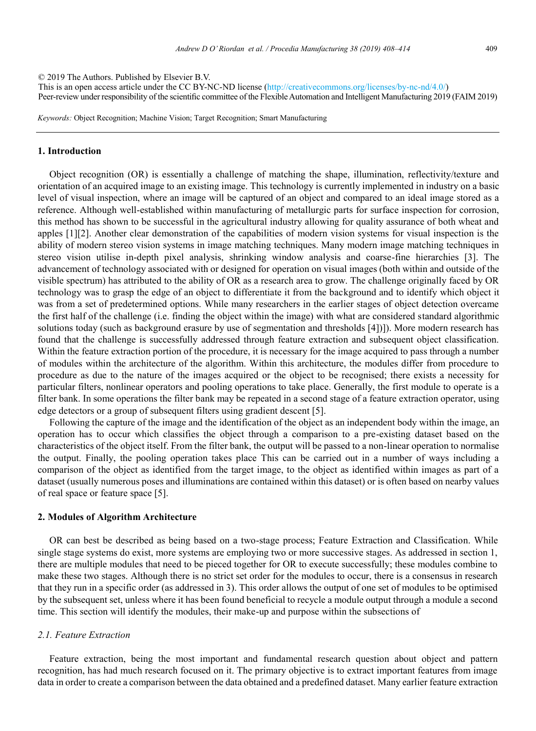© 2019 The Authors. Published by Elsevier B.V.
This is an open access article under the CC BY-NC-ND license (http://creativecommons.org/licenses/by-nc-nd/4.0/)
Peer-review under responsibility of the scientific committee of the Flexible Automation and Intelligent Manufacturing 2019 (FAIM 2019)

*Keywords:* Object Recognition; Machine Vision; Target Recognition; Smart Manufacturing

## 1. Introduction

Object recognition (OR) is essentially a challenge of matching the shape, illumination, reflectivity/texture and orientation of an acquired image to an existing image. This technology is currently implemented in industry on a basic level of visual inspection, where an image will be captured of an object and compared to an ideal image stored as a reference. Although well-established within manufacturing of metallurgic parts for surface inspection for corrosion, this method has shown to be successful in the agricultural industry allowing for quality assurance of both wheat and apples [1][2]. Another clear demonstration of the capabilities of modern vision systems for visual inspection is the ability of modern stereo vision systems in image matching techniques. Many modern image matching techniques in stereo vision utilise in-depth pixel analysis, shrinking window analysis and coarse-fine hierarchies [3]. The advancement of technology associated with or designed for operation on visual images (both within and outside of the visible spectrum) has attributed to the ability of OR as a research area to grow. The challenge originally faced by OR technology was to grasp the edge of an object to differentiate it from the background and to identify which object it was from a set of predetermined options. While many researchers in the earlier stages of object detection overcame the first half of the challenge (i.e. finding the object within the image) with what are considered standard algorithmic solutions today (such as background erasure by use of segmentation and thresholds [4])]). More modern research has found that the challenge is successfully addressed through feature extraction and subsequent object classification. Within the feature extraction portion of the procedure, it is necessary for the image acquired to pass through a number of modules within the architecture of the algorithm. Within this architecture, the modules differ from procedure to procedure as due to the nature of the images acquired or the object to be recognised; there exists a necessity for particular filters, nonlinear operators and pooling operations to take place. Generally, the first module to operate is a filter bank. In some operations the filter bank may be repeated in a second stage of a feature extraction operator, using edge detectors or a group of subsequent filters using gradient descent [5].

Following the capture of the image and the identification of the object as an independent body within the image, an operation has to occur which classifies the object through a comparison to a pre-existing dataset based on the characteristics of the object itself. From the filter bank, the output will be passed to a non-linear operation to normalise the output. Finally, the pooling operation takes place This can be carried out in a number of ways including a comparison of the object as identified from the target image, to the object as identified within images as part of a dataset (usually numerous poses and illuminations are contained within this dataset) or is often based on nearby values of real space or feature space [5].

## 2. Modules of Algorithm Architecture

OR can best be described as being based on a two-stage process; Feature Extraction and Classification. While single stage systems do exist, more systems are employing two or more successive stages. As addressed in section 1, there are multiple modules that need to be pieced together for OR to execute successfully; these modules combine to make these two stages. Although there is no strict set order for the modules to occur, there is a consensus in research that they run in a specific order (as addressed in 3). This order allows the output of one set of modules to be optimised by the subsequent set, unless where it has been found beneficial to recycle a module output through a module a second time. This section will identify the modules, their make-up and purpose within the subsections of

### *2.1. Feature Extraction*

Feature extraction, being the most important and fundamental research question about object and pattern recognition, has had much research focused on it. The primary objective is to extract important features from image data in order to create a comparison between the data obtained and a predefined dataset. Many earlier feature extraction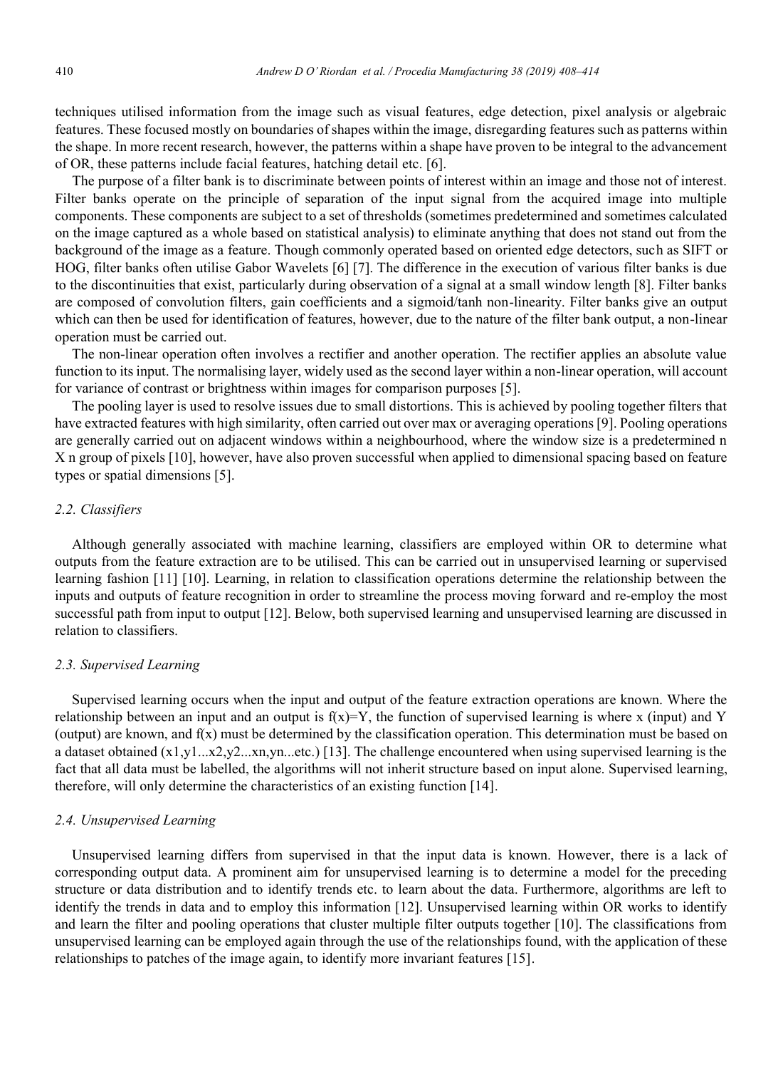techniques utilised information from the image such as visual features, edge detection, pixel analysis or algebraic features. These focused mostly on boundaries of shapes within the image, disregarding features such as patterns within the shape. In more recent research, however, the patterns within a shape have proven to be integral to the advancement of OR, these patterns include facial features, hatching detail etc. [6].

The purpose of a filter bank is to discriminate between points of interest within an image and those not of interest. Filter banks operate on the principle of separation of the input signal from the acquired image into multiple components. These components are subject to a set of thresholds (sometimes predetermined and sometimes calculated on the image captured as a whole based on statistical analysis) to eliminate anything that does not stand out from the background of the image as a feature. Though commonly operated based on oriented edge detectors, such as SIFT or HOG, filter banks often utilise Gabor Wavelets [6] [7]. The difference in the execution of various filter banks is due to the discontinuities that exist, particularly during observation of a signal at a small window length [8]. Filter banks are composed of convolution filters, gain coefficients and a sigmoid/tanh non-linearity. Filter banks give an output which can then be used for identification of features, however, due to the nature of the filter bank output, a non-linear operation must be carried out.

The non-linear operation often involves a rectifier and another operation. The rectifier applies an absolute value function to its input. The normalising layer, widely used as the second layer within a non-linear operation, will account for variance of contrast or brightness within images for comparison purposes [5].

The pooling layer is used to resolve issues due to small distortions. This is achieved by pooling together filters that have extracted features with high similarity, often carried out over max or averaging operations [9]. Pooling operations are generally carried out on adjacent windows within a neighbourhood, where the window size is a predetermined n X n group of pixels [10], however, have also proven successful when applied to dimensional spacing based on feature types or spatial dimensions [5].

### *2.2. Classifiers*

Although generally associated with machine learning, classifiers are employed within OR to determine what outputs from the feature extraction are to be utilised. This can be carried out in unsupervised learning or supervised learning fashion [11] [10]. Learning, in relation to classification operations determine the relationship between the inputs and outputs of feature recognition in order to streamline the process moving forward and re-employ the most successful path from input to output [12]. Below, both supervised learning and unsupervised learning are discussed in relation to classifiers.

### *2.3. Supervised Learning*

Supervised learning occurs when the input and output of the feature extraction operations are known. Where the relationship between an input and an output is $f(x)=Y$, the function of supervised learning is where x (input) and Y (output) are known, and $f(x)$ must be determined by the classification operation. This determination must be based on a dataset obtained (x1,y1...x2,y2...xn,yn...etc.) [13]. The challenge encountered when using supervised learning is the fact that all data must be labelled, the algorithms will not inherit structure based on input alone. Supervised learning, therefore, will only determine the characteristics of an existing function [14].

### *2.4. Unsupervised Learning*

Unsupervised learning differs from supervised in that the input data is known. However, there is a lack of corresponding output data. A prominent aim for unsupervised learning is to determine a model for the preceding structure or data distribution and to identify trends etc. to learn about the data. Furthermore, algorithms are left to identify the trends in data and to employ this information [12]. Unsupervised learning within OR works to identify and learn the filter and pooling operations that cluster multiple filter outputs together [10]. The classifications from unsupervised learning can be employed again through the use of the relationships found, with the application of these relationships to patches of the image again, to identify more invariant features [15].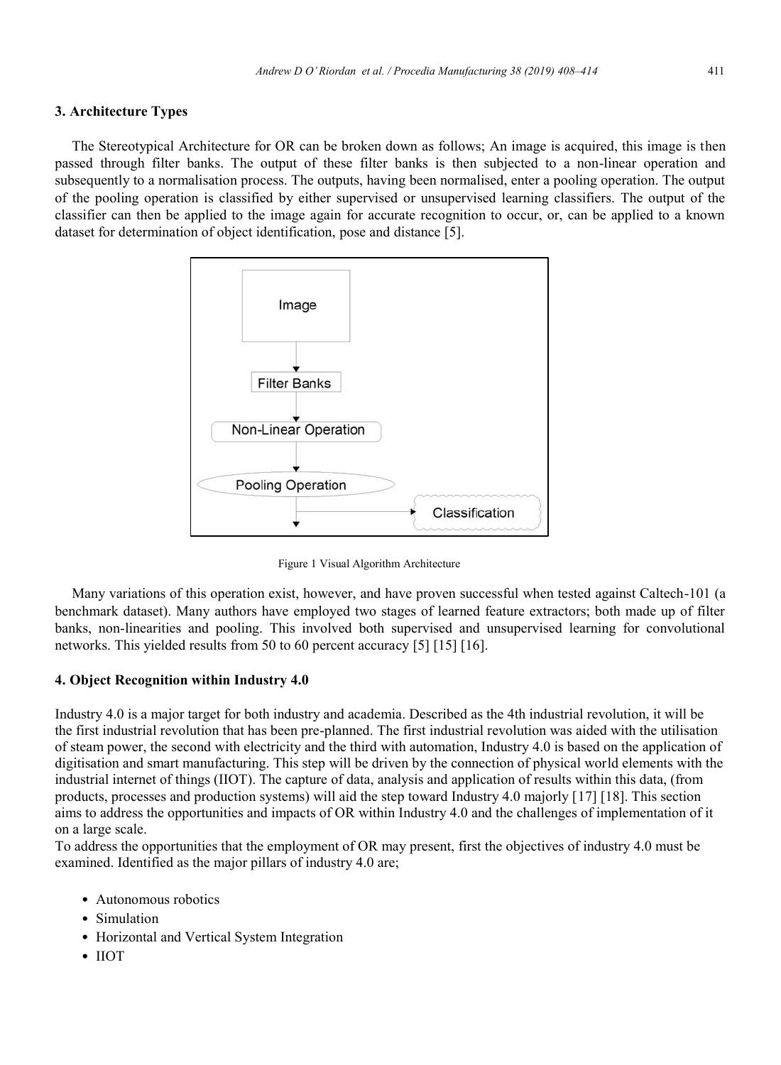## 3. Architecture Types

The Stereotypical Architecture for OR can be broken down as follows; An image is acquired, this image is then passed through filter banks. The output of these filter banks is then subjected to a non-linear operation and subsequently to a normalisation process. The outputs, having been normalised, enter a pooling operation. The output of the pooling operation is classified by either supervised or unsupervised learning classifiers. The output of the classifier can then be applied to the image again for accurate recognition to occur, or, can be applied to a known dataset for determination of object identification, pose and distance [5].

Image

Filter Banks

Non-Linear Operation

Pooling Operation

Classification

Figure 1 Visual Algorithm Architecture

Many variations of this operation exist, however, and have proven successful when tested against Caltech-101 (a benchmark dataset). Many authors have employed two stages of learned feature extractors; both made up of filter banks, non-linearities and pooling. This involved both supervised and unsupervised learning for convolutional networks. This yielded results from 50 to 60 percent accuracy [5] [15] [16].

## 4. Object Recognition within Industry 4.0

Industry 4.0 is a major target for both industry and academia. Described as the 4th industrial revolution, it will be the first industrial revolution that has been pre-planned. The first industrial revolution was aided with the utilisation of steam power, the second with electricity and the third with automation, Industry 4.0 is based on the application of digitisation and smart manufacturing. This step will be driven by the connection of physical world elements with the industrial internet of things (IIOT). The capture of data, analysis and application of results within this data, (from products, processes and production systems) will aid the step toward Industry 4.0 majorly [17] [18]. This section aims to address the opportunities and impacts of OR within Industry 4.0 and the challenges of implementation of it on a large scale.

To address the opportunities that the employment of OR may present, first the objectives of industry 4.0 must be examined. Identified as the major pillars of industry 4.0 are;

- Autonomous robotics
- Simulation
- Horizontal and Vertical System Integration
- IIOT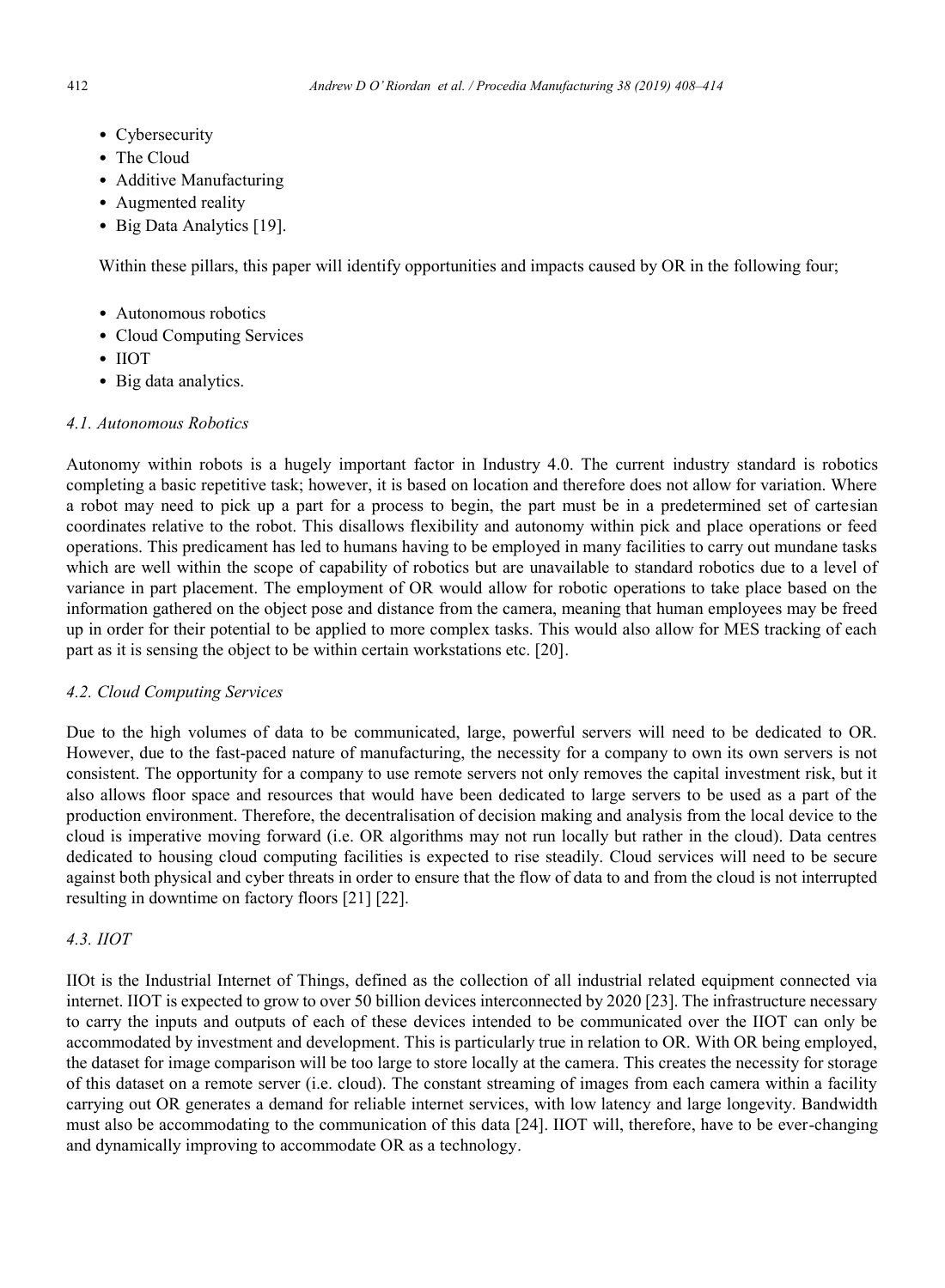- Cybersecurity
- The Cloud
- Additive Manufacturing
- Augmented reality
- Big Data Analytics [19].

Within these pillars, this paper will identify opportunities and impacts caused by OR in the following four;

- Autonomous robotics
- Cloud Computing Services
- IIOT
- Big data analytics.

### *4.1. Autonomous Robotics*

Autonomy within robots is a hugely important factor in Industry 4.0. The current industry standard is robotics completing a basic repetitive task; however, it is based on location and therefore does not allow for variation. Where a robot may need to pick up a part for a process to begin, the part must be in a predetermined set of cartesian coordinates relative to the robot. This disallows flexibility and autonomy within pick and place operations or feed operations. This predicament has led to humans having to be employed in many facilities to carry out mundane tasks which are well within the scope of capability of robotics but are unavailable to standard robotics due to a level of variance in part placement. The employment of OR would allow for robotic operations to take place based on the information gathered on the object pose and distance from the camera, meaning that human employees may be freed up in order for their potential to be applied to more complex tasks. This would also allow for MES tracking of each part as it is sensing the object to be within certain workstations etc. [20].

### *4.2. Cloud Computing Services*

Due to the high volumes of data to be communicated, large, powerful servers will need to be dedicated to OR. However, due to the fast-paced nature of manufacturing, the necessity for a company to own its own servers is not consistent. The opportunity for a company to use remote servers not only removes the capital investment risk, but it also allows floor space and resources that would have been dedicated to large servers to be used as a part of the production environment. Therefore, the decentralisation of decision making and analysis from the local device to the cloud is imperative moving forward (i.e. OR algorithms may not run locally but rather in the cloud). Data centres dedicated to housing cloud computing facilities is expected to rise steadily. Cloud services will need to be secure against both physical and cyber threats in order to ensure that the flow of data to and from the cloud is not interrupted resulting in downtime on factory floors [21] [22].

### *4.3. IIOT*

IIOt is the Industrial Internet of Things, defined as the collection of all industrial related equipment connected via internet. IIOT is expected to grow to over 50 billion devices interconnected by 2020 [23]. The infrastructure necessary to carry the inputs and outputs of each of these devices intended to be communicated over the IIOT can only be accommodated by investment and development. This is particularly true in relation to OR. With OR being employed, the dataset for image comparison will be too large to store locally at the camera. This creates the necessity for storage of this dataset on a remote server (i.e. cloud). The constant streaming of images from each camera within a facility carrying out OR generates a demand for reliable internet services, with low latency and large longevity. Bandwidth must also be accommodating to the communication of this data [24]. IIOT will, therefore, have to be ever-changing and dynamically improving to accommodate OR as a technology.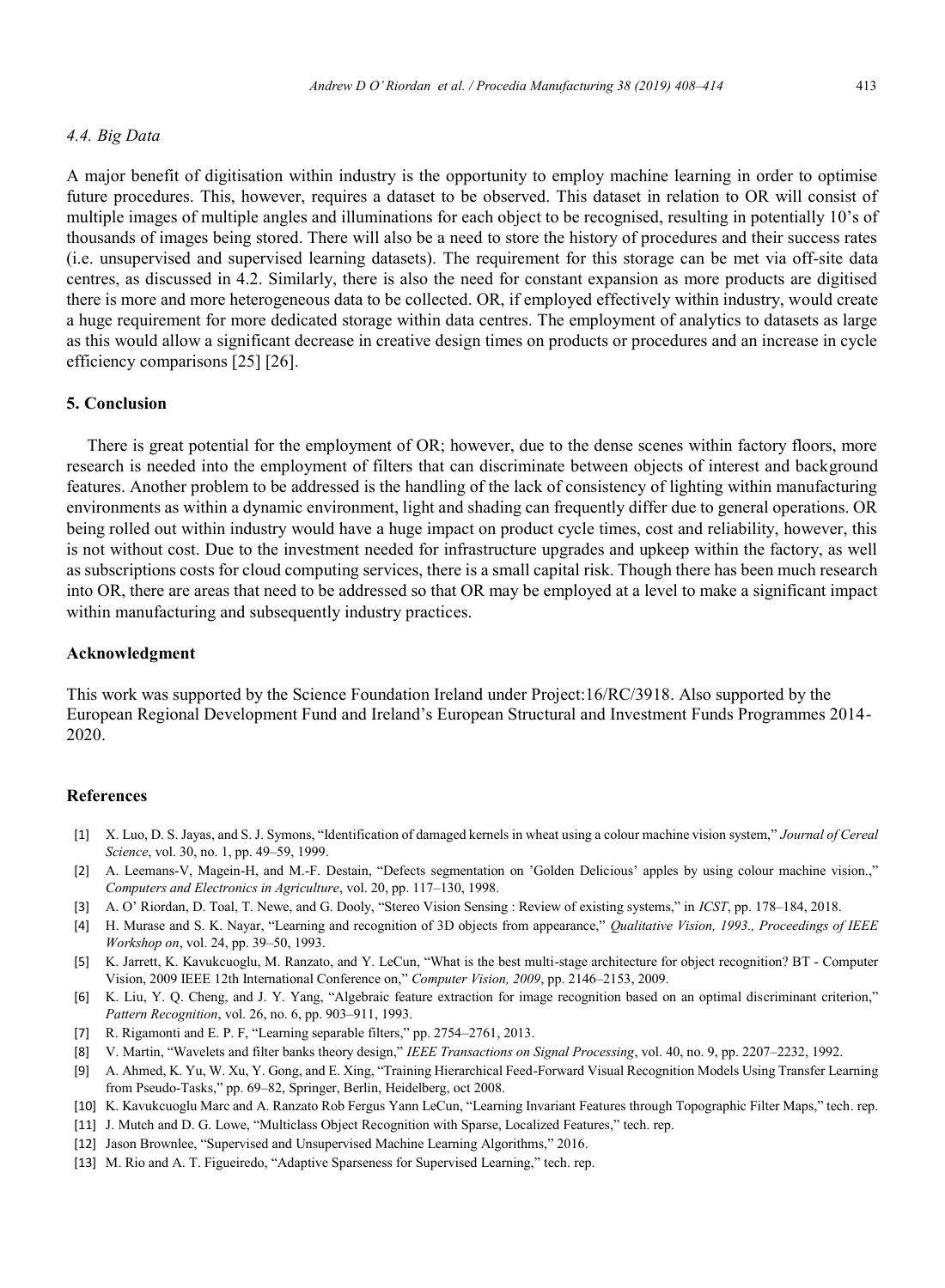### *4.4. Big Data*

A major benefit of digitisation within industry is the opportunity to employ machine learning in order to optimise future procedures. This, however, requires a dataset to be observed. This dataset in relation to OR will consist of multiple images of multiple angles and illuminations for each object to be recognised, resulting in potentially 10's of thousands of images being stored. There will also be a need to store the history of procedures and their success rates (i.e. unsupervised and supervised learning datasets). The requirement for this storage can be met via off-site data centres, as discussed in 4.2. Similarly, there is also the need for constant expansion as more products are digitised there is more and more heterogeneous data to be collected. OR, if employed effectively within industry, would create a huge requirement for more dedicated storage within data centres. The employment of analytics to datasets as large as this would allow a significant decrease in creative design times on products or procedures and an increase in cycle efficiency comparisons [25] [26].

## 5. Conclusion

There is great potential for the employment of OR; however, due to the dense scenes within factory floors, more research is needed into the employment of filters that can discriminate between objects of interest and background features. Another problem to be addressed is the handling of the lack of consistency of lighting within manufacturing environments as within a dynamic environment, light and shading can frequently differ due to general operations. OR being rolled out within industry would have a huge impact on product cycle times, cost and reliability, however, this is not without cost. Due to the investment needed for infrastructure upgrades and upkeep within the factory, as well as subscriptions costs for cloud computing services, there is a small capital risk. Though there has been much research into OR, there are areas that need to be addressed so that OR may be employed at a level to make a significant impact within manufacturing and subsequently industry practices.

## Acknowledgment

This work was supported by the Science Foundation Ireland under Project:16/RC/3918. Also supported by the European Regional Development Fund and Ireland's European Structural and Investment Funds Programmes 2014-2020.

## References

[1] X. Luo, D. S. Jayas, and S. J. Symons, "Identification of damaged kernels in wheat using a colour machine vision system," *Journal of Cereal Science*, vol. 30, no. 1, pp. 49–59, 1999.

[2] A. Leemans-V, Magein-H, and M.-F. Destain, "Defects segmentation on 'Golden Delicious' apples by using colour machine vision.," *Computers and Electronics in Agriculture*, vol. 20, pp. 117–130, 1998.

[3] A. O' Riordan, D. Toal, T. Newe, and G. Dooly, "Stereo Vision Sensing : Review of existing systems," in *ICST*, pp. 178–184, 2018.

[4] H. Murase and S. K. Nayar, "Learning and recognition of 3D objects from appearance," *Qualitative Vision, 1993., Proceedings of IEEE Workshop on*, vol. 24, pp. 39–50, 1993.

[5] K. Jarrett, K. Kavukcuoglu, M. Ranzato, and Y. LeCun, "What is the best multi-stage architecture for object recognition? BT - Computer Vision, 2009 IEEE 12th International Conference on," *Computer Vision, 2009*, pp. 2146–2153, 2009.

[6] K. Liu, Y. Q. Cheng, and J. Y. Yang, "Algebraic feature extraction for image recognition based on an optimal discriminant criterion," *Pattern Recognition*, vol. 26, no. 6, pp. 903–911, 1993.

[7] R. Rigamonti and E. P. F, "Learning separable filters," pp. 2754–2761, 2013.

[8] V. Martin, "Wavelets and filter banks theory design," *IEEE Transactions on Signal Processing*, vol. 40, no. 9, pp. 2207–2232, 1992.

[9] A. Ahmed, K. Yu, W. Xu, Y. Gong, and E. Xing, "Training Hierarchical Feed-Forward Visual Recognition Models Using Transfer Learning from Pseudo-Tasks," pp. 69–82, Springer, Berlin, Heidelberg, oct 2008.

[10] K. Kavukcuoglu Marc and A. Ranzato Rob Fergus Yann LeCun, "Learning Invariant Features through Topographic Filter Maps," tech. rep.

[11] J. Mutch and D. G. Lowe, "Multiclass Object Recognition with Sparse, Localized Features," tech. rep.

[12] Jason Brownlee, "Supervised and Unsupervised Machine Learning Algorithms," 2016.

[13] M. Rio and A. T. Figueiredo, "Adaptive Sparseness for Supervised Learning," tech. rep.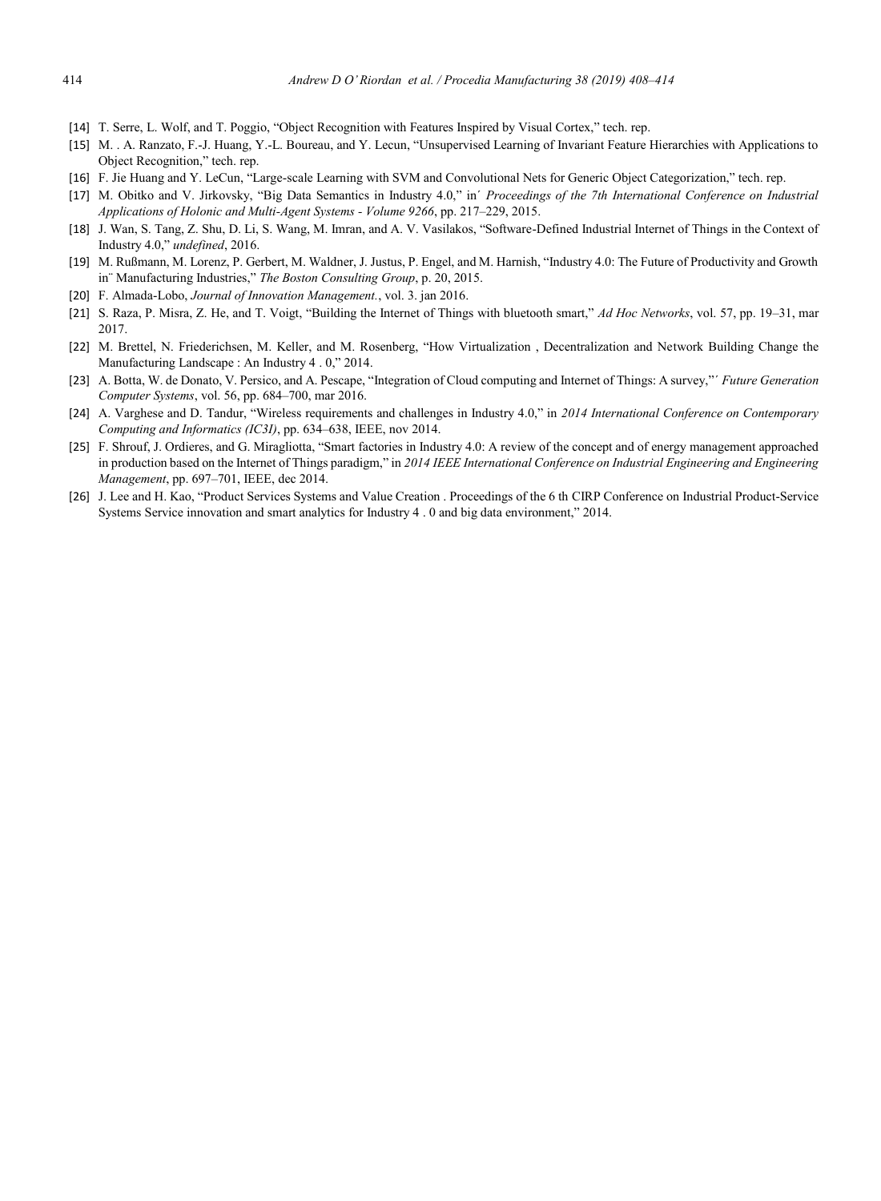[14] T. Serre, L. Wolf, and T. Poggio, "Object Recognition with Features Inspired by Visual Cortex," tech. rep.

[15] M. . A. Ranzato, F.-J. Huang, Y.-L. Boureau, and Y. Lecun, "Unsupervised Learning of Invariant Feature Hierarchies with Applications to Object Recognition," tech. rep.

[16] F. Jie Huang and Y. LeCun, "Large-scale Learning with SVM and Convolutional Nets for Generic Object Categorization," tech. rep.

[17] M. Obitko and V. Jirkovsky, "Big Data Semantics in Industry 4.0," in´ *Proceedings of the 7th International Conference on Industrial Applications of Holonic and Multi-Agent Systems - Volume 9266*, pp. 217–229, 2015.

[18] J. Wan, S. Tang, Z. Shu, D. Li, S. Wang, M. Imran, and A. V. Vasilakos, "Software-Defined Industrial Internet of Things in the Context of Industry 4.0," *undefined*, 2016.

[19] M. Rußmann, M. Lorenz, P. Gerbert, M. Waldner, J. Justus, P. Engel, and M. Harnish, "Industry 4.0: The Future of Productivity and Growth in¨ Manufacturing Industries," *The Boston Consulting Group*, p. 20, 2015.

[20] F. Almada-Lobo, *Journal of Innovation Management.*, vol. 3. jan 2016.

[21] S. Raza, P. Misra, Z. He, and T. Voigt, "Building the Internet of Things with bluetooth smart," *Ad Hoc Networks*, vol. 57, pp. 19–31, mar 2017.

[22] M. Brettel, N. Friederichsen, M. Keller, and M. Rosenberg, "How Virtualization , Decentralization and Network Building Change the Manufacturing Landscape : An Industry 4 . 0," 2014.

[23] A. Botta, W. de Donato, V. Persico, and A. Pescape, "Integration of Cloud computing and Internet of Things: A survey,"´ *Future Generation Computer Systems*, vol. 56, pp. 684–700, mar 2016.

[24] A. Varghese and D. Tandur, "Wireless requirements and challenges in Industry 4.0," in *2014 International Conference on Contemporary Computing and Informatics (IC3I)*, pp. 634–638, IEEE, nov 2014.

[25] F. Shrouf, J. Ordieres, and G. Miragliotta, "Smart factories in Industry 4.0: A review of the concept and of energy management approached in production based on the Internet of Things paradigm," in *2014 IEEE International Conference on Industrial Engineering and Engineering Management*, pp. 697–701, IEEE, dec 2014.

[26] J. Lee and H. Kao, "Product Services Systems and Value Creation . Proceedings of the 6 th CIRP Conference on Industrial Product-Service Systems Service innovation and smart analytics for Industry 4 . 0 and big data environment," 2014.